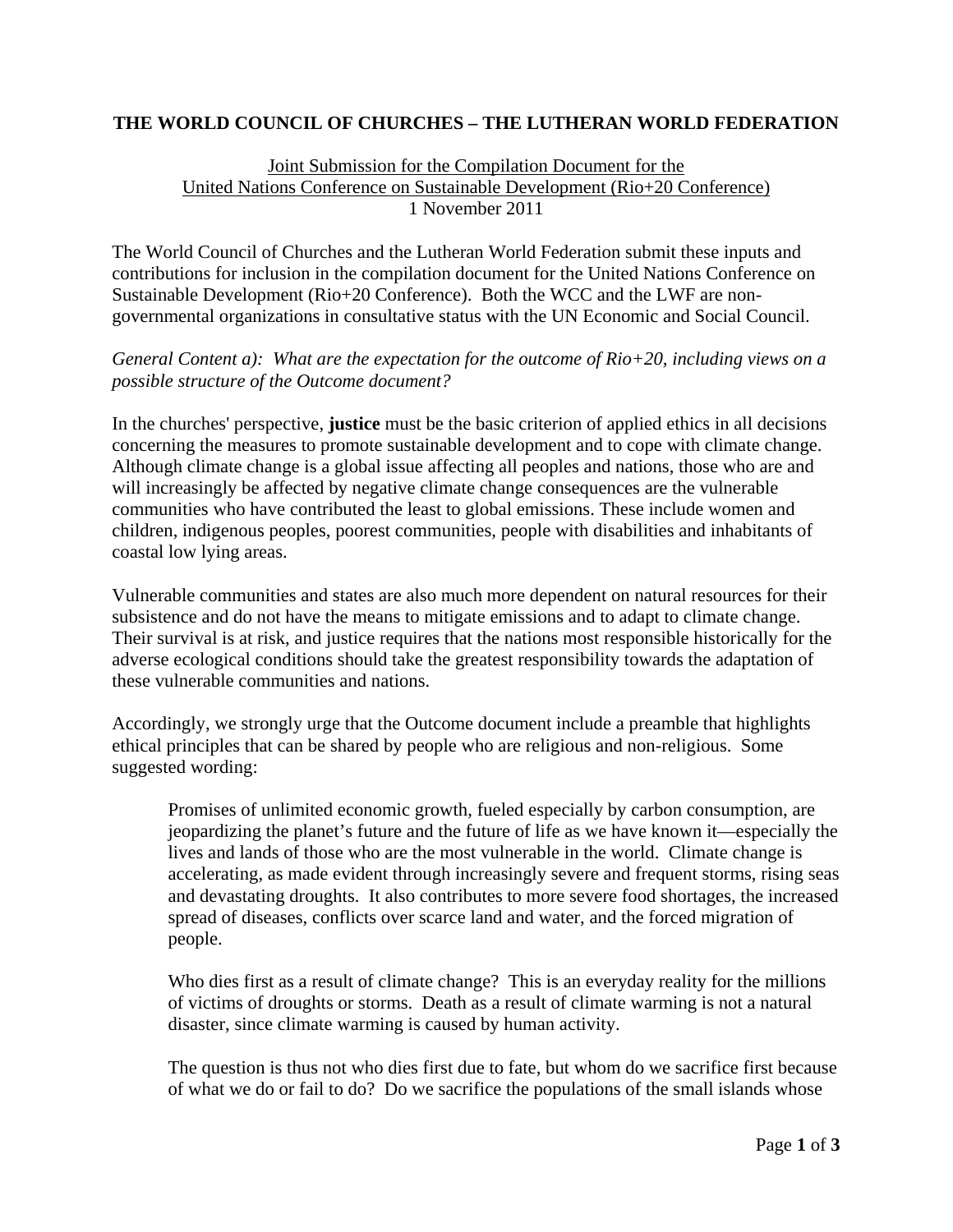**THE WORLD COUNCIL OF CHURCHES – THE LUTHERAN WORLD FEDERATION**

Joint Submission for the Compilation Document for the
United Nations Conference on Sustainable Development (Rio+20 Conference)
1 November 2011

The World Council of Churches and the Lutheran World Federation submit these inputs and contributions for inclusion in the compilation document for the United Nations Conference on Sustainable Development (Rio+20 Conference). Both the WCC and the LWF are non-governmental organizations in consultative status with the UN Economic and Social Council.

*General Content a): What are the expectation for the outcome of Rio+20, including views on a possible structure of the Outcome document?*

In the churches' perspective, **justice** must be the basic criterion of applied ethics in all decisions concerning the measures to promote sustainable development and to cope with climate change. Although climate change is a global issue affecting all peoples and nations, those who are and will increasingly be affected by negative climate change consequences are the vulnerable communities who have contributed the least to global emissions. These include women and children, indigenous peoples, poorest communities, people with disabilities and inhabitants of coastal low lying areas.

Vulnerable communities and states are also much more dependent on natural resources for their subsistence and do not have the means to mitigate emissions and to adapt to climate change. Their survival is at risk, and justice requires that the nations most responsible historically for the adverse ecological conditions should take the greatest responsibility towards the adaptation of these vulnerable communities and nations.

Accordingly, we strongly urge that the Outcome document include a preamble that highlights ethical principles that can be shared by people who are religious and non-religious. Some suggested wording:

> Promises of unlimited economic growth, fueled especially by carbon consumption, are jeopardizing the planet's future and the future of life as we have known it—especially the lives and lands of those who are the most vulnerable in the world. Climate change is accelerating, as made evident through increasingly severe and frequent storms, rising seas and devastating droughts. It also contributes to more severe food shortages, the increased spread of diseases, conflicts over scarce land and water, and the forced migration of people.
>
> Who dies first as a result of climate change? This is an everyday reality for the millions of victims of droughts or storms. Death as a result of climate warming is not a natural disaster, since climate warming is caused by human activity.
>
> The question is thus not who dies first due to fate, but whom do we sacrifice first because of what we do or fail to do? Do we sacrifice the populations of the small islands whose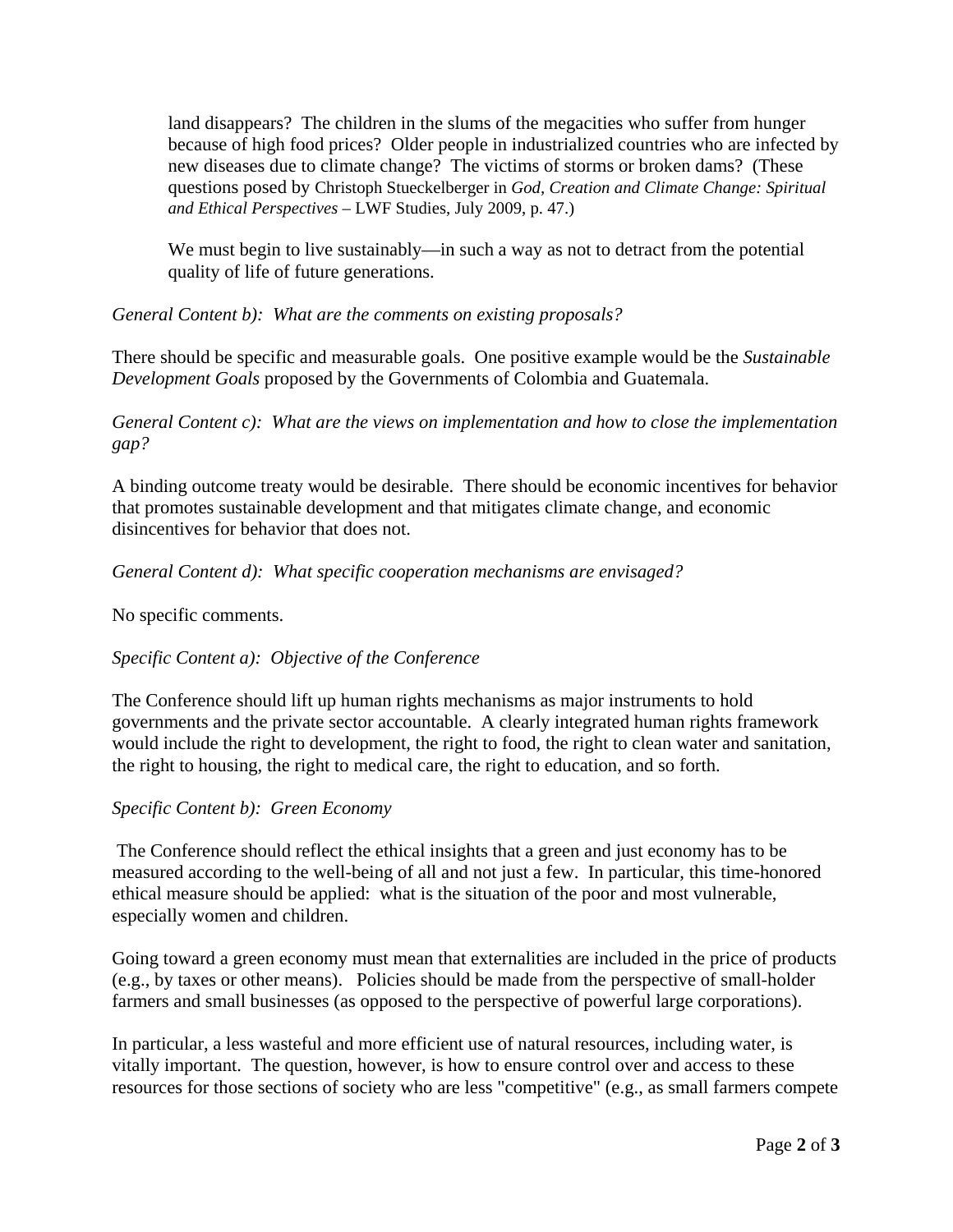land disappears? The children in the slums of the megacities who suffer from hunger because of high food prices? Older people in industrialized countries who are infected by new diseases due to climate change? The victims of storms or broken dams? (These questions posed by Christoph Stueckelberger in *God, Creation and Climate Change: Spiritual and Ethical Perspectives* – LWF Studies, July 2009, p. 47.)

We must begin to live sustainably—in such a way as not to detract from the potential quality of life of future generations.

*General Content b): What are the comments on existing proposals?*

There should be specific and measurable goals. One positive example would be the *Sustainable Development Goals* proposed by the Governments of Colombia and Guatemala.

*General Content c): What are the views on implementation and how to close the implementation gap?*

A binding outcome treaty would be desirable. There should be economic incentives for behavior that promotes sustainable development and that mitigates climate change, and economic disincentives for behavior that does not.

*General Content d): What specific cooperation mechanisms are envisaged?*

No specific comments.

*Specific Content a): Objective of the Conference*

The Conference should lift up human rights mechanisms as major instruments to hold governments and the private sector accountable. A clearly integrated human rights framework would include the right to development, the right to food, the right to clean water and sanitation, the right to housing, the right to medical care, the right to education, and so forth.

*Specific Content b): Green Economy*

The Conference should reflect the ethical insights that a green and just economy has to be measured according to the well-being of all and not just a few. In particular, this time-honored ethical measure should be applied: what is the situation of the poor and most vulnerable, especially women and children.

Going toward a green economy must mean that externalities are included in the price of products (e.g., by taxes or other means). Policies should be made from the perspective of small-holder farmers and small businesses (as opposed to the perspective of powerful large corporations).

In particular, a less wasteful and more efficient use of natural resources, including water, is vitally important. The question, however, is how to ensure control over and access to these resources for those sections of society who are less "competitive" (e.g., as small farmers compete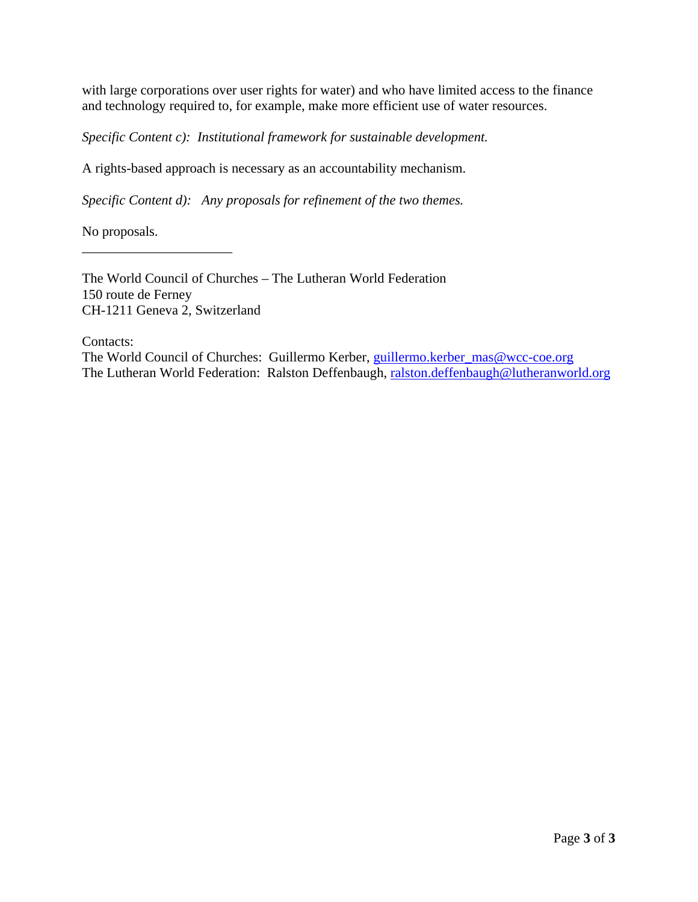with large corporations over user rights for water) and who have limited access to the finance and technology required to, for example, make more efficient use of water resources.

*Specific Content c): Institutional framework for sustainable development.*

A rights-based approach is necessary as an accountability mechanism.

*Specific Content d): Any proposals for refinement of the two themes.*

No proposals.

---

The World Council of Churches – The Lutheran World Federation
150 route de Ferney
CH-1211 Geneva 2, Switzerland

Contacts:
The World Council of Churches: Guillermo Kerber, guillermo.kerber_mas@wcc-coe.org
The Lutheran World Federation: Ralston Deffenbaugh, ralston.deffenbaugh@lutheranworld.org